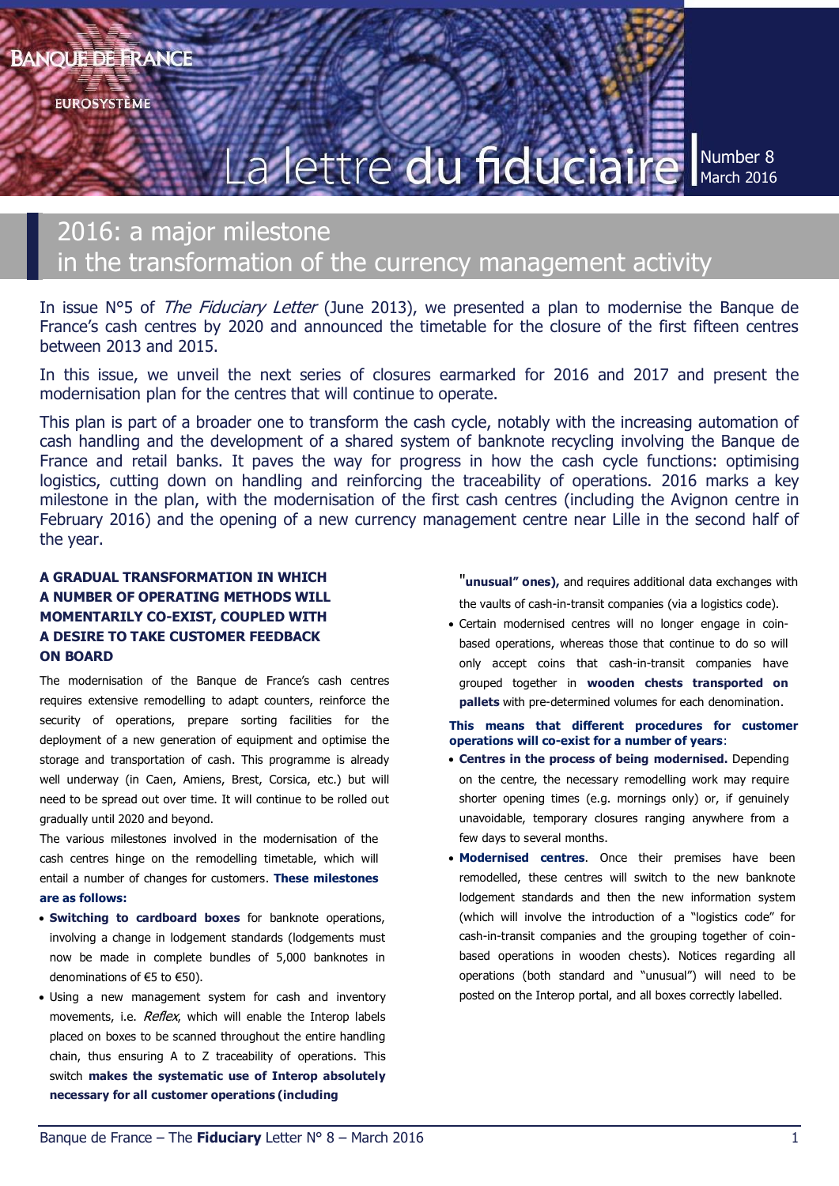# 2016: a major milestone in the transformation of the currency management activity

In issue N°5 of *The Fiduciary Letter* (June 2013), we presented a plan to modernise the Banque de France's cash centres by 2020 and announced the timetable for the closure of the first fifteen centres between 2013 and 2015.

In this issue, we unveil the next series of closures earmarked for 2016 and 2017 and present the modernisation plan for the centres that will continue to operate.

This plan is part of a broader one to transform the cash cycle, notably with the increasing automation of cash handling and the development of a shared system of banknote recycling involving the Banque de France and retail banks. It paves the way for progress in how the cash cycle functions: optimising logistics, cutting down on handling and reinforcing the traceability of operations. 2016 marks a key milestone in the plan, with the modernisation of the first cash centres (including the Avignon centre in February 2016) and the opening of a new currency management centre near Lille in the second half of the year.

## A GRADUAL TRANSFORMATION IN WHICH A NUMBER OF OPERATING METHODS WILL MOMENTARILY CO-EXIST, COUPLED WITH A DESIRE TO TAKE CUSTOMER FEEDBACK ON BOARD

The modernisation of the Banque de France's cash centres requires extensive remodelling to adapt counters, reinforce the security of operations, prepare sorting facilities for the deployment of a new generation of equipment and optimise the storage and transportation of cash. This programme is already well underway (in Caen, Amiens, Brest, Corsica, etc.) but will need to be spread out over time. It will continue to be rolled out gradually until 2020 and beyond.

The various milestones involved in the modernisation of the cash centres hinge on the remodelling timetable, which will entail a number of changes for customers. **These milestones are as follows:**

- **Switching to cardboard boxes** for banknote operations, involving a change in lodgement standards (lodgements must now be made in complete bundles of 5,000 banknotes in denominations of €5 to €50).
- Using a new management system for cash and inventory movements, i.e. *Reflex*, which will enable the Interop labels placed on boxes to be scanned throughout the entire handling chain, thus ensuring A to Z traceability of operations. This switch **makes the systematic use of Interop absolutely necessary for all customer operations (including "unusual" ones),** and requires additional data exchanges with the vaults of cash-in-transit companies (via a logistics code).
- Certain modernised centres will no longer engage in coin-based operations, whereas those that continue to do so will only accept coins that cash-in-transit companies have grouped together in **wooden chests transported on pallets** with pre-determined volumes for each denomination.

**This means that different procedures for customer operations will co-exist for a number of years**:

- **Centres in the process of being modernised.** Depending on the centre, the necessary remodelling work may require shorter opening times (e.g. mornings only) or, if genuinely unavoidable, temporary closures ranging anywhere from a few days to several months.
- **Modernised centres**. Once their premises have been remodelled, these centres will switch to the new banknote lodgement standards and then the new information system (which will involve the introduction of a "logistics code" for cash-in-transit companies and the grouping together of coin-based operations in wooden chests). Notices regarding all operations (both standard and "unusual") will need to be posted on the Interop portal, and all boxes correctly labelled.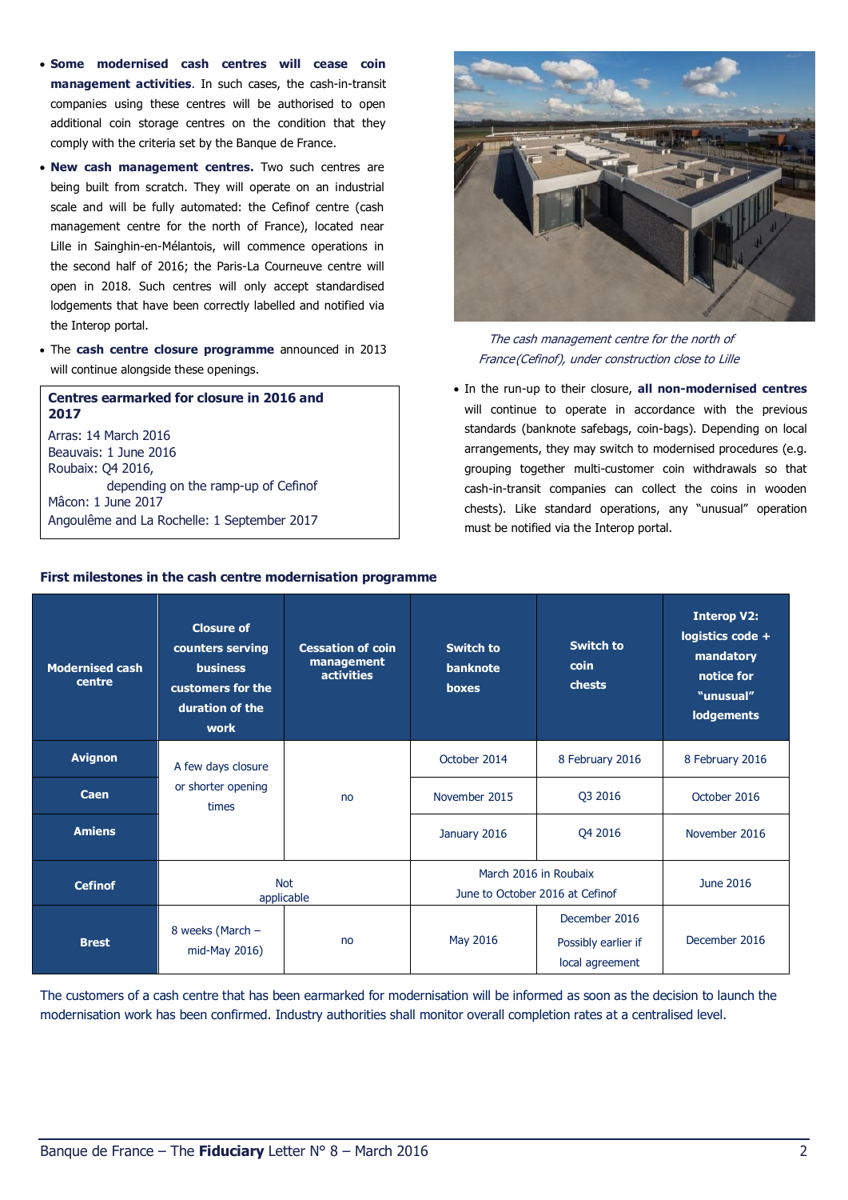- **Some modernised cash centres will cease coin management activities**. In such cases, the cash-in-transit companies using these centres will be authorised to open additional coin storage centres on the condition that they comply with the criteria set by the Banque de France.
- **New cash management centres.** Two such centres are being built from scratch. They will operate on an industrial scale and will be fully automated: the Cefinof centre (cash management centre for the north of France), located near Lille in Sainghin-en-Mélantois, will commence operations in the second half of 2016; the Paris-La Courneuve centre will open in 2018. Such centres will only accept standardised lodgements that have been correctly labelled and notified via the Interop portal.
- The **cash centre closure programme** announced in 2013 will continue alongside these openings.

**Centres earmarked for closure in 2016 and 2017**

Arras: 14 March 2016
Beauvais: 1 June 2016
Roubaix: Q4 2016,
depending on the ramp-up of Cefinof
Mâcon: 1 June 2017
Angoulême and La Rochelle: 1 September 2017

*The cash management centre for the north of France(Cefinof), under construction close to Lille*

- In the run-up to their closure, **all non-modernised centres** will continue to operate in accordance with the previous standards (banknote safebags, coin-bags). Depending on local arrangements, they may switch to modernised procedures (e.g. grouping together multi-customer coin withdrawals so that cash-in-transit companies can collect the coins in wooden chests). Like standard operations, any "unusual" operation must be notified via the Interop portal.

**First milestones in the cash centre modernisation programme**

| Modernised cash centre | Closure of counters serving business customers for the duration of the work | Cessation of coin management activities | Switch to banknote boxes | Switch to coin chests | Interop V2: logistics code + mandatory notice for "unusual" lodgements |
|---|---|---|---|---|---|
| **Avignon** | A few days closure or shorter opening times | no | October 2014 | 8 February 2016 | 8 February 2016 |
| **Caen** | | | November 2015 | Q3 2016 | October 2016 |
| **Amiens** | | | January 2016 | Q4 2016 | November 2016 |
| **Cefinof** | Not applicable | | March 2016 in Roubaix June to October 2016 at Cefinof | | June 2016 |
| **Brest** | 8 weeks (March – mid-May 2016) | no | May 2016 | December 2016 Possibly earlier if local agreement | December 2016 |

The customers of a cash centre that has been earmarked for modernisation will be informed as soon as the decision to launch the modernisation work has been confirmed. Industry authorities shall monitor overall completion rates at a centralised level.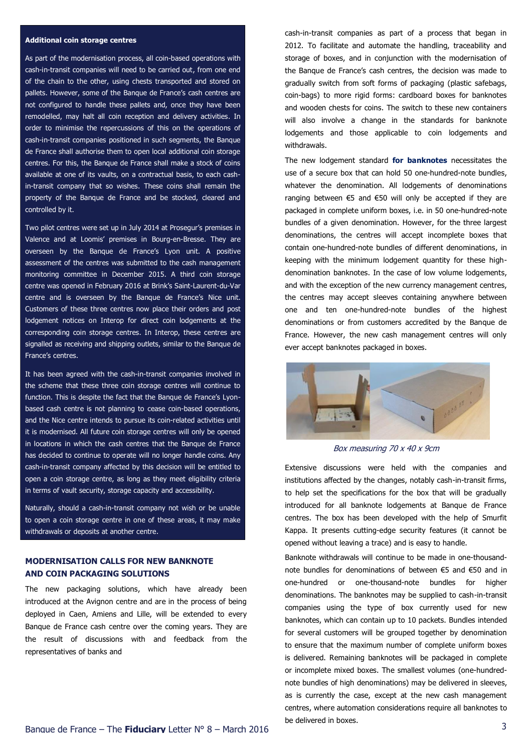**Additional coin storage centres**

As part of the modernisation process, all coin-based operations with cash-in-transit companies will need to be carried out, from one end of the chain to the other, using chests transported and stored on pallets. However, some of the Banque de France's cash centres are not configured to handle these pallets and, once they have been remodelled, may halt all coin reception and delivery activities. In order to minimise the repercussions of this on the operations of cash-in-transit companies positioned in such segments, the Banque de France shall authorise them to open local additional coin storage centres. For this, the Banque de France shall make a stock of coins available at one of its vaults, on a contractual basis, to each cash-in-transit company that so wishes. These coins shall remain the property of the Banque de France and be stocked, cleared and controlled by it.

Two pilot centres were set up in July 2014 at Prosegur's premises in Valence and at Loomis' premises in Bourg-en-Bresse. They are overseen by the Banque de France's Lyon unit. A positive assessment of the centres was submitted to the cash management monitoring committee in December 2015. A third coin storage centre was opened in February 2016 at Brink's Saint-Laurent-du-Var centre and is overseen by the Banque de France's Nice unit. Customers of these three centres now place their orders and post lodgement notices on Interop for direct coin lodgements at the corresponding coin storage centres. In Interop, these centres are signalled as receiving and shipping outlets, similar to the Banque de France's centres.

It has been agreed with the cash-in-transit companies involved in the scheme that these three coin storage centres will continue to function. This is despite the fact that the Banque de France's Lyon-based cash centre is not planning to cease coin-based operations, and the Nice centre intends to pursue its coin-related activities until it is modernised. All future coin storage centres will only be opened in locations in which the cash centres that the Banque de France has decided to continue to operate will no longer handle coins. Any cash-in-transit company affected by this decision will be entitled to open a coin storage centre, as long as they meet eligibility criteria in terms of vault security, storage capacity and accessibility.

Naturally, should a cash-in-transit company not wish or be unable to open a coin storage centre in one of these areas, it may make withdrawals or deposits at another centre.

## MODERNISATION CALLS FOR NEW BANKNOTE AND COIN PACKAGING SOLUTIONS

The new packaging solutions, which have already been introduced at the Avignon centre and are in the process of being deployed in Caen, Amiens and Lille, will be extended to every Banque de France cash centre over the coming years. They are the result of discussions with and feedback from the representatives of banks and cash-in-transit companies as part of a process that began in 2012. To facilitate and automate the handling, traceability and storage of boxes, and in conjunction with the modernisation of the Banque de France's cash centres, the decision was made to gradually switch from soft forms of packaging (plastic safebags, coin-bags) to more rigid forms: cardboard boxes for banknotes and wooden chests for coins. The switch to these new containers will also involve a change in the standards for banknote lodgements and those applicable to coin lodgements and withdrawals.

The new lodgement standard **for banknotes** necessitates the use of a secure box that can hold 50 one-hundred-note bundles, whatever the denomination. All lodgements of denominations ranging between €5 and €50 will only be accepted if they are packaged in complete uniform boxes, i.e. in 50 one-hundred-note bundles of a given denomination. However, for the three largest denominations, the centres will accept incomplete boxes that contain one-hundred-note bundles of different denominations, in keeping with the minimum lodgement quantity for these high-denomination banknotes. In the case of low volume lodgements, and with the exception of the new currency management centres, the centres may accept sleeves containing anywhere between one and ten one-hundred-note bundles of the highest denominations or from customers accredited by the Banque de France. However, the new cash management centres will only ever accept banknotes packaged in boxes.

*Box measuring 70 x 40 x 9cm*

Extensive discussions were held with the companies and institutions affected by the changes, notably cash-in-transit firms, to help set the specifications for the box that will be gradually introduced for all banknote lodgements at Banque de France centres. The box has been developed with the help of Smurfit Kappa. It presents cutting-edge security features (it cannot be opened without leaving a trace) and is easy to handle.

Banknote withdrawals will continue to be made in one-thousand-note bundles for denominations of between €5 and €50 and in one-hundred or one-thousand-note bundles for higher denominations. The banknotes may be supplied to cash-in-transit companies using the type of box currently used for new banknotes, which can contain up to 10 packets. Bundles intended for several customers will be grouped together by denomination to ensure that the maximum number of complete uniform boxes is delivered. Remaining banknotes will be packaged in complete or incomplete mixed boxes. The smallest volumes (one-hundred-note bundles of high denominations) may be delivered in sleeves, as is currently the case, except at the new cash management centres, where automation considerations require all banknotes to be delivered in boxes.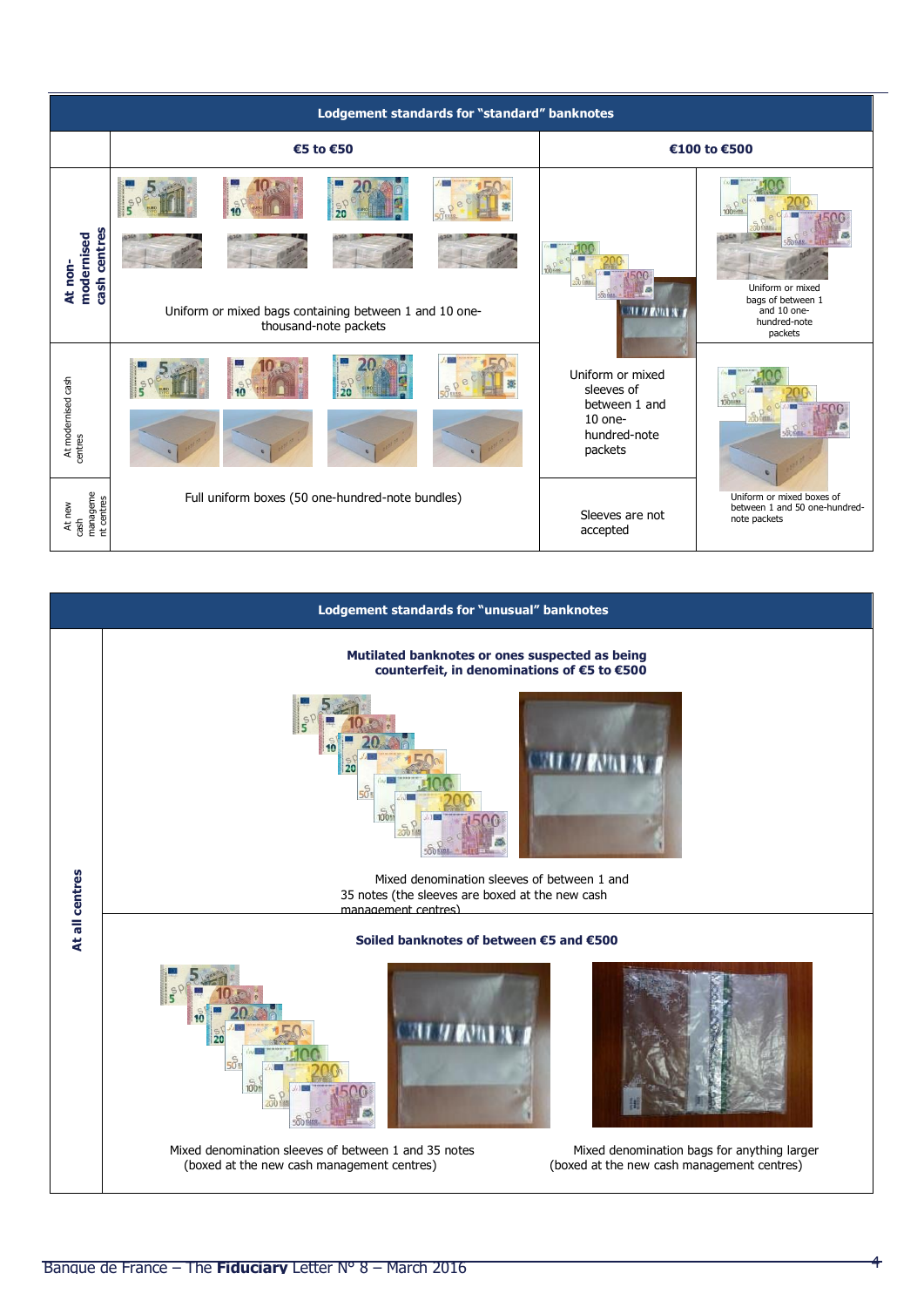| Lodgement standards for "standard" banknotes | | | |
|---|---|---|---|
| | €5 to €50 | €100 to €500 | |
| At non-modernised cash centres | Uniform or mixed bags containing between 1 and 10 one-thousand-note packets | Uniform or mixed sleeves of between 1 and 10 one-hundred-note packets | Uniform or mixed bags of between 1 and 10 one-hundred-note packets |
| At modernised cash centres | Full uniform boxes (50 one-hundred-note bundles) | Uniform or mixed sleeves of between 1 and 10 one-hundred-note packets | Uniform or mixed boxes of between 1 and 50 one-hundred-note packets |
| At new cash management centres | Full uniform boxes (50 one-hundred-note bundles) | Sleeves are not accepted | Uniform or mixed boxes of between 1 and 50 one-hundred-note packets |

| Lodgement standards for "unusual" banknotes | |
|---|---|
| At all centres | **Mutilated banknotes or ones suspected as being counterfeit, in denominations of €5 to €500**<br>Mixed denomination sleeves of between 1 and 35 notes (the sleeves are boxed at the new cash management centres) |
| | **Soiled banknotes of between €5 and €500**<br>Mixed denomination sleeves of between 1 and 35 notes (boxed at the new cash management centres)<br>Mixed denomination bags for anything larger (boxed at the new cash management centres) |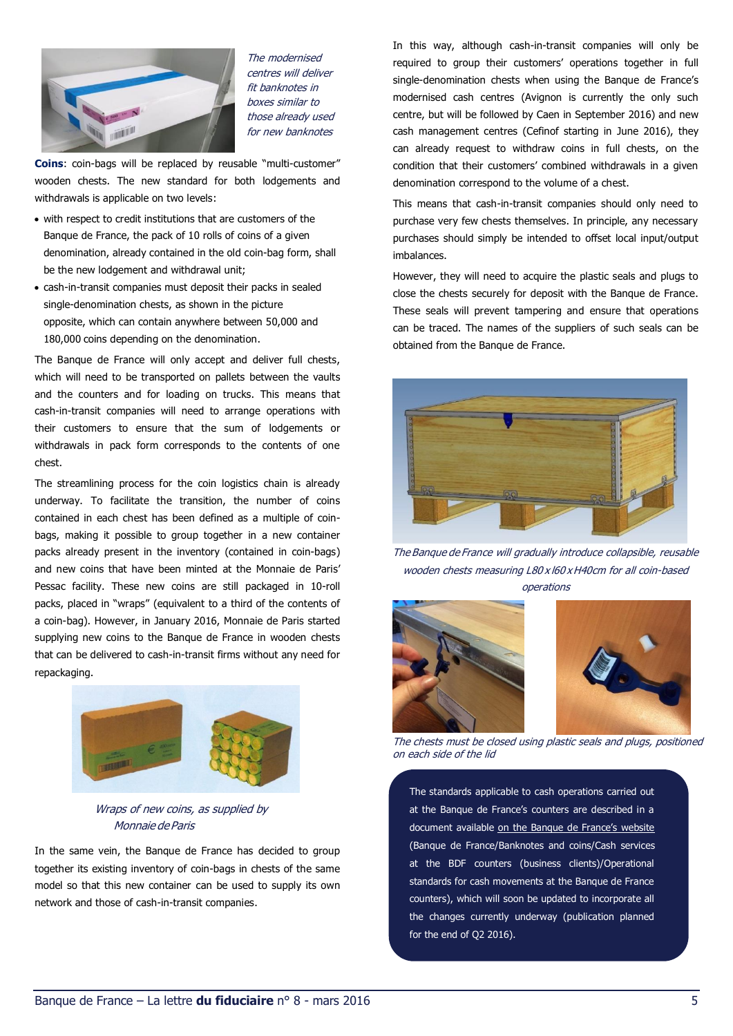*The modernised centres will deliver fit banknotes in boxes similar to those already used for new banknotes*

**Coins**: coin-bags will be replaced by reusable "multi-customer" wooden chests. The new standard for both lodgements and withdrawals is applicable on two levels:

- with respect to credit institutions that are customers of the Banque de France, the pack of 10 rolls of coins of a given denomination, already contained in the old coin-bag form, shall be the new lodgement and withdrawal unit;
- cash-in-transit companies must deposit their packs in sealed single-denomination chests, as shown in the picture opposite, which can contain anywhere between 50,000 and 180,000 coins depending on the denomination.

The Banque de France will only accept and deliver full chests, which will need to be transported on pallets between the vaults and the counters and for loading on trucks. This means that cash-in-transit companies will need to arrange operations with their customers to ensure that the sum of lodgements or withdrawals in pack form corresponds to the contents of one chest.

The streamlining process for the coin logistics chain is already underway. To facilitate the transition, the number of coins contained in each chest has been defined as a multiple of coin-bags, making it possible to group together in a new container packs already present in the inventory (contained in coin-bags) and new coins that have been minted at the Monnaie de Paris' Pessac facility. These new coins are still packaged in 10-roll packs, placed in "wraps" (equivalent to a third of the contents of a coin-bag). However, in January 2016, Monnaie de Paris started supplying new coins to the Banque de France in wooden chests that can be delivered to cash-in-transit firms without any need for repackaging.

*Wraps of new coins, as supplied by Monnaie de Paris*

In the same vein, the Banque de France has decided to group together its existing inventory of coin-bags in chests of the same model so that this new container can be used to supply its own network and those of cash-in-transit companies.

In this way, although cash-in-transit companies will only be required to group their customers' operations together in full single-denomination chests when using the Banque de France's modernised cash centres (Avignon is currently the only such centre, but will be followed by Caen in September 2016) and new cash management centres (Cefinof starting in June 2016), they can already request to withdraw coins in full chests, on the condition that their customers' combined withdrawals in a given denomination correspond to the volume of a chest.

This means that cash-in-transit companies should only need to purchase very few chests themselves. In principle, any necessary purchases should simply be intended to offset local input/output imbalances.

However, they will need to acquire the plastic seals and plugs to close the chests securely for deposit with the Banque de France. These seals will prevent tampering and ensure that operations can be traced. The names of the suppliers of such seals can be obtained from the Banque de France.

*The Banque de France will gradually introduce collapsible, reusable wooden chests measuring L80 x l60 x H40cm for all coin-based operations*

*The chests must be closed using plastic seals and plugs, positioned on each side of the lid*

> The standards applicable to cash operations carried out at the Banque de France's counters are described in a document available on the Banque de France's website (Banque de France/Banknotes and coins/Cash services at the BDF counters (business clients)/Operational standards for cash movements at the Banque de France counters), which will soon be updated to incorporate all the changes currently underway (publication planned for the end of Q2 2016).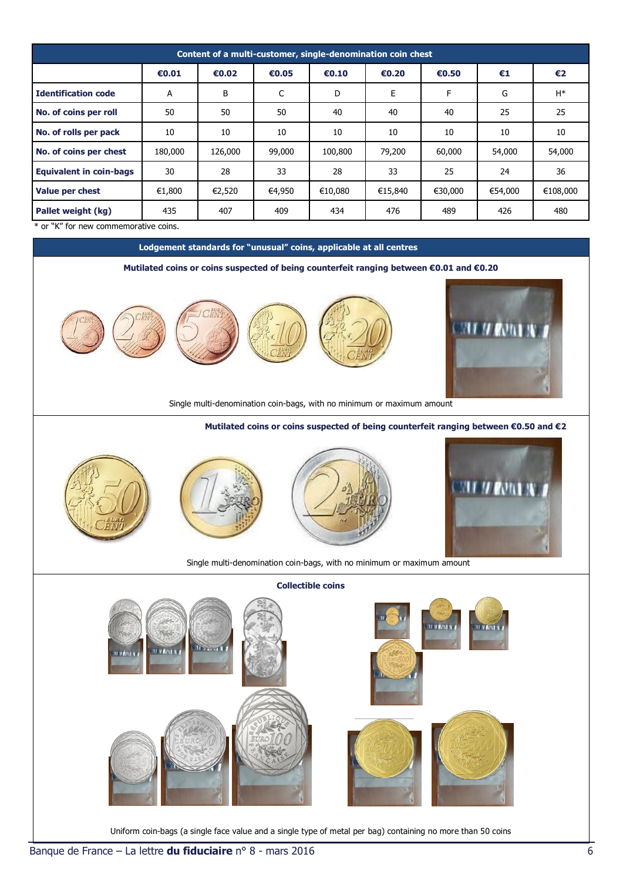| Content of a multi-customer, single-denomination coin chest | | | | | | | | |
|---|---|---|---|---|---|---|---|---|
| | **€0.01** | **€0.02** | **€0.05** | **€0.10** | **€0.20** | **€0.50** | **€1** | **€2** |
| **Identification code** | A | B | C | D | E | F | G | H* |
| **No. of coins per roll** | 50 | 50 | 50 | 40 | 40 | 40 | 25 | 25 |
| **No. of rolls per pack** | 10 | 10 | 10 | 10 | 10 | 10 | 10 | 10 |
| **No. of coins per chest** | 180,000 | 126,000 | 99,000 | 100,800 | 79,200 | 60,000 | 54,000 | 54,000 |
| **Equivalent in coin-bags** | 30 | 28 | 33 | 28 | 33 | 25 | 24 | 36 |
| **Value per chest** | €1,800 | €2,520 | €4,950 | €10,080 | €15,840 | €30,000 | €54,000 | €108,000 |
| **Pallet weight (kg)** | 435 | 407 | 409 | 434 | 476 | 489 | 426 | 480 |

\* or "K" for new commemorative coins.

## Lodgement standards for "unusual" coins, applicable at all centres

**Mutilated coins or coins suspected of being counterfeit ranging between €0.01 and €0.20**

Single multi-denomination coin-bags, with no minimum or maximum amount

**Mutilated coins or coins suspected of being counterfeit ranging between €0.50 and €2**

Single multi-denomination coin-bags, with no minimum or maximum amount

**Collectible coins**

Uniform coin-bags (a single face value and a single type of metal per bag) containing no more than 50 coins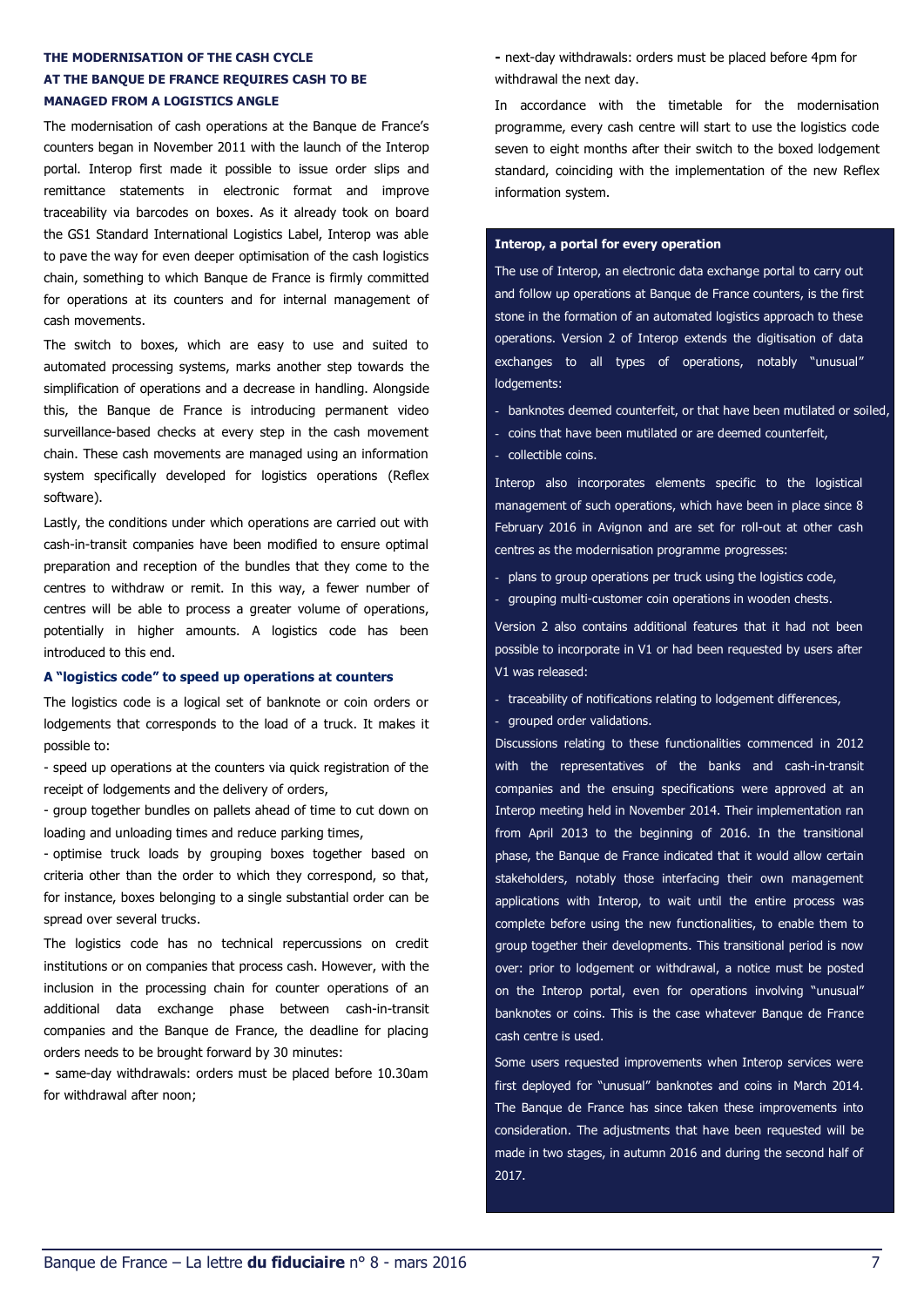## THE MODERNISATION OF THE CASH CYCLE AT THE BANQUE DE FRANCE REQUIRES CASH TO BE MANAGED FROM A LOGISTICS ANGLE

The modernisation of cash operations at the Banque de France's counters began in November 2011 with the launch of the Interop portal. Interop first made it possible to issue order slips and remittance statements in electronic format and improve traceability via barcodes on boxes. As it already took on board the GS1 Standard International Logistics Label, Interop was able to pave the way for even deeper optimisation of the cash logistics chain, something to which Banque de France is firmly committed for operations at its counters and for internal management of cash movements.

The switch to boxes, which are easy to use and suited to automated processing systems, marks another step towards the simplification of operations and a decrease in handling. Alongside this, the Banque de France is introducing permanent video surveillance-based checks at every step in the cash movement chain. These cash movements are managed using an information system specifically developed for logistics operations (Reflex software).

Lastly, the conditions under which operations are carried out with cash-in-transit companies have been modified to ensure optimal preparation and reception of the bundles that they come to the centres to withdraw or remit. In this way, a fewer number of centres will be able to process a greater volume of operations, potentially in higher amounts. A logistics code has been introduced to this end.

### A "logistics code" to speed up operations at counters

The logistics code is a logical set of banknote or coin orders or lodgements that corresponds to the load of a truck. It makes it possible to:

- speed up operations at the counters via quick registration of the receipt of lodgements and the delivery of orders,
- group together bundles on pallets ahead of time to cut down on loading and unloading times and reduce parking times,
- optimise truck loads by grouping boxes together based on criteria other than the order to which they correspond, so that, for instance, boxes belonging to a single substantial order can be spread over several trucks.

The logistics code has no technical repercussions on credit institutions or on companies that process cash. However, with the inclusion in the processing chain for counter operations of an additional data exchange phase between cash-in-transit companies and the Banque de France, the deadline for placing orders needs to be brought forward by 30 minutes:

- same-day withdrawals: orders must be placed before 10.30am for withdrawal after noon;
- next-day withdrawals: orders must be placed before 4pm for withdrawal the next day.

In accordance with the timetable for the modernisation programme, every cash centre will start to use the logistics code seven to eight months after their switch to the boxed lodgement standard, coinciding with the implementation of the new Reflex information system.

**Interop, a portal for every operation**

The use of Interop, an electronic data exchange portal to carry out and follow up operations at Banque de France counters, is the first stone in the formation of an automated logistics approach to these operations. Version 2 of Interop extends the digitisation of data exchanges to all types of operations, notably "unusual" lodgements:

- banknotes deemed counterfeit, or that have been mutilated or soiled,
- coins that have been mutilated or are deemed counterfeit,
- collectible coins.

Interop also incorporates elements specific to the logistical management of such operations, which have been in place since 8 February 2016 in Avignon and are set for roll-out at other cash centres as the modernisation programme progresses:

- plans to group operations per truck using the logistics code,
- grouping multi-customer coin operations in wooden chests.

Version 2 also contains additional features that it had not been possible to incorporate in V1 or had been requested by users after V1 was released:

- traceability of notifications relating to lodgement differences,
- grouped order validations.

Discussions relating to these functionalities commenced in 2012 with the representatives of the banks and cash-in-transit companies and the ensuing specifications were approved at an Interop meeting held in November 2014. Their implementation ran from April 2013 to the beginning of 2016. In the transitional phase, the Banque de France indicated that it would allow certain stakeholders, notably those interfacing their own management applications with Interop, to wait until the entire process was complete before using the new functionalities, to enable them to group together their developments. This transitional period is now over: prior to lodgement or withdrawal, a notice must be posted on the Interop portal, even for operations involving "unusual" banknotes or coins. This is the case whatever Banque de France cash centre is used.

Some users requested improvements when Interop services were first deployed for "unusual" banknotes and coins in March 2014. The Banque de France has since taken these improvements into consideration. The adjustments that have been requested will be made in two stages, in autumn 2016 and during the second half of 2017.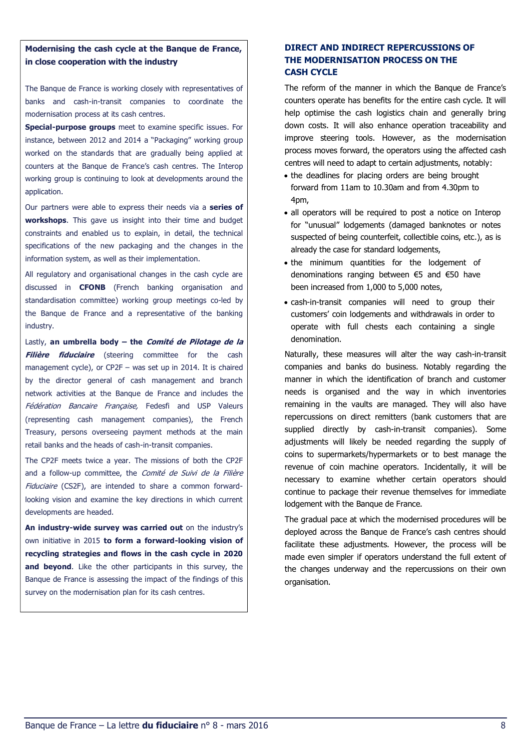**Modernising the cash cycle at the Banque de France, in close cooperation with the industry**

The Banque de France is working closely with representatives of banks and cash-in-transit companies to coordinate the modernisation process at its cash centres.

**Special-purpose groups** meet to examine specific issues. For instance, between 2012 and 2014 a "Packaging" working group worked on the standards that are gradually being applied at counters at the Banque de France's cash centres. The Interop working group is continuing to look at developments around the application.

Our partners were able to express their needs via a **series of workshops**. This gave us insight into their time and budget constraints and enabled us to explain, in detail, the technical specifications of the new packaging and the changes in the information system, as well as their implementation.

All regulatory and organisational changes in the cash cycle are discussed in **CFONB** (French banking organisation and standardisation committee) working group meetings co-led by the Banque de France and a representative of the banking industry.

Lastly, **an umbrella body – the *Comité de Pilotage de la Filière fiduciaire*** (steering committee for the cash management cycle), or CP2F – was set up in 2014. It is chaired by the director general of cash management and branch network activities at the Banque de France and includes the *Fédération Bancaire Française,* Fedesfi and USP Valeurs (representing cash management companies), the French Treasury, persons overseeing payment methods at the main retail banks and the heads of cash-in-transit companies.

The CP2F meets twice a year. The missions of both the CP2F and a follow-up committee, the *Comité de Suivi de la Filière Fiduciaire* (CS2F), are intended to share a common forward-looking vision and examine the key directions in which current developments are headed.

**An industry-wide survey was carried out** on the industry's own initiative in 2015 **to form a forward-looking vision of recycling strategies and flows in the cash cycle in 2020 and beyond**. Like the other participants in this survey, the Banque de France is assessing the impact of the findings of this survey on the modernisation plan for its cash centres.

## DIRECT AND INDIRECT REPERCUSSIONS OF THE MODERNISATION PROCESS ON THE CASH CYCLE

The reform of the manner in which the Banque de France's counters operate has benefits for the entire cash cycle. It will help optimise the cash logistics chain and generally bring down costs. It will also enhance operation traceability and improve steering tools. However, as the modernisation process moves forward, the operators using the affected cash centres will need to adapt to certain adjustments, notably:

- the deadlines for placing orders are being brought forward from 11am to 10.30am and from 4.30pm to 4pm,
- all operators will be required to post a notice on Interop for "unusual" lodgements (damaged banknotes or notes suspected of being counterfeit, collectible coins, etc.), as is already the case for standard lodgements,
- the minimum quantities for the lodgement of denominations ranging between €5 and €50 have been increased from 1,000 to 5,000 notes,
- cash-in-transit companies will need to group their customers' coin lodgements and withdrawals in order to operate with full chests each containing a single denomination.

Naturally, these measures will alter the way cash-in-transit companies and banks do business. Notably regarding the manner in which the identification of branch and customer needs is organised and the way in which inventories remaining in the vaults are managed. They will also have repercussions on direct remitters (bank customers that are supplied directly by cash-in-transit companies). Some adjustments will likely be needed regarding the supply of coins to supermarkets/hypermarkets or to best manage the revenue of coin machine operators. Incidentally, it will be necessary to examine whether certain operators should continue to package their revenue themselves for immediate lodgement with the Banque de France.

The gradual pace at which the modernised procedures will be deployed across the Banque de France's cash centres should facilitate these adjustments. However, the process will be made even simpler if operators understand the full extent of the changes underway and the repercussions on their own organisation.